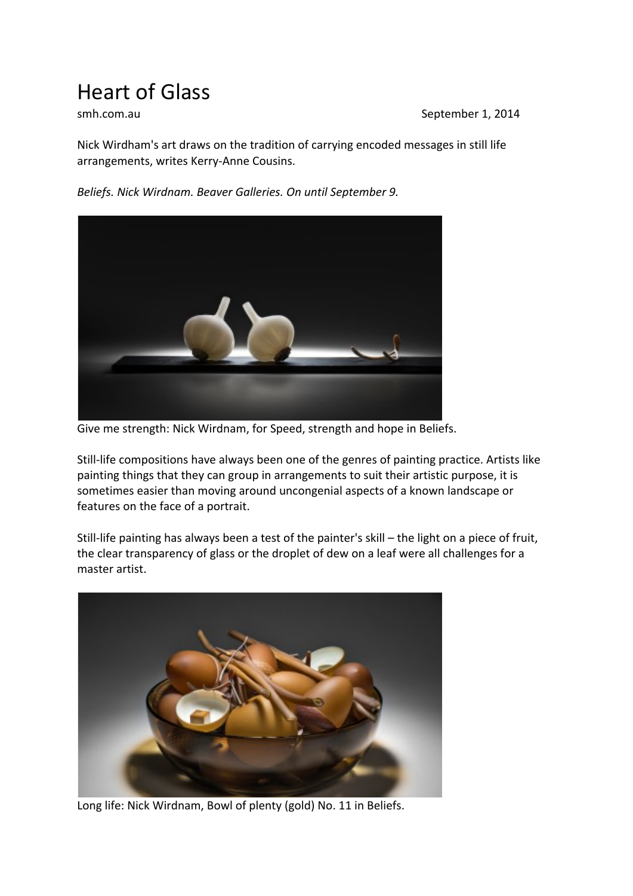# Heart of Glass

smh.com.au September 1, 2014

Nick Wirdham's art draws on the tradition of carrying encoded messages in still life arrangements, writes Kerry-Anne Cousins.

*Beliefs. Nick Wirdnam. Beaver Galleries. On until September 9.*

Give me strength: Nick Wirdnam, for Speed, strength and hope in Beliefs.

Still-life compositions have always been one of the genres of painting practice. Artists like painting things that they can group in arrangements to suit their artistic purpose, it is sometimes easier than moving around uncongenial aspects of a known landscape or features on the face of a portrait.

Still-life painting has always been a test of the painter's skill – the light on a piece of fruit, the clear transparency of glass or the droplet of dew on a leaf were all challenges for a master artist.

Long life: Nick Wirdnam, Bowl of plenty (gold) No. 11 in Beliefs.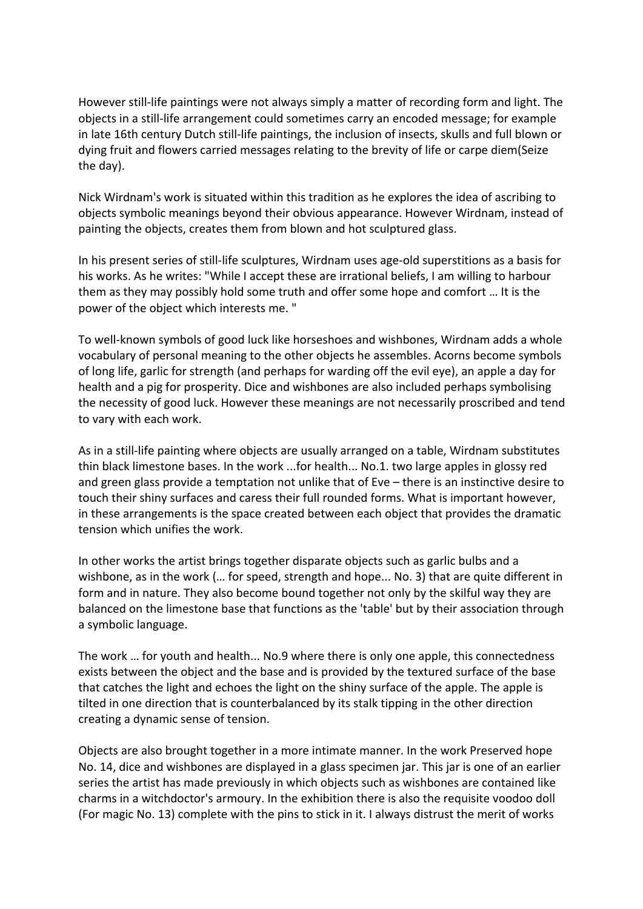However still-life paintings were not always simply a matter of recording form and light. The objects in a still-life arrangement could sometimes carry an encoded message; for example in late 16th century Dutch still-life paintings, the inclusion of insects, skulls and full blown or dying fruit and flowers carried messages relating to the brevity of life or carpe diem(Seize the day).

Nick Wirdnam's work is situated within this tradition as he explores the idea of ascribing to objects symbolic meanings beyond their obvious appearance. However Wirdnam, instead of painting the objects, creates them from blown and hot sculptured glass.

In his present series of still-life sculptures, Wirdnam uses age-old superstitions as a basis for his works. As he writes: "While I accept these are irrational beliefs, I am willing to harbour them as they may possibly hold some truth and offer some hope and comfort … It is the power of the object which interests me. "

To well-known symbols of good luck like horseshoes and wishbones, Wirdnam adds a whole vocabulary of personal meaning to the other objects he assembles. Acorns become symbols of long life, garlic for strength (and perhaps for warding off the evil eye), an apple a day for health and a pig for prosperity. Dice and wishbones are also included perhaps symbolising the necessity of good luck. However these meanings are not necessarily proscribed and tend to vary with each work.

As in a still-life painting where objects are usually arranged on a table, Wirdnam substitutes thin black limestone bases. In the work ...for health... No.1. two large apples in glossy red and green glass provide a temptation not unlike that of Eve – there is an instinctive desire to touch their shiny surfaces and caress their full rounded forms. What is important however, in these arrangements is the space created between each object that provides the dramatic tension which unifies the work.

In other works the artist brings together disparate objects such as garlic bulbs and a wishbone, as in the work (… for speed, strength and hope... No. 3) that are quite different in form and in nature. They also become bound together not only by the skilful way they are balanced on the limestone base that functions as the 'table' but by their association through a symbolic language.

The work … for youth and health... No.9 where there is only one apple, this connectedness exists between the object and the base and is provided by the textured surface of the base that catches the light and echoes the light on the shiny surface of the apple. The apple is tilted in one direction that is counterbalanced by its stalk tipping in the other direction creating a dynamic sense of tension.

Objects are also brought together in a more intimate manner. In the work Preserved hope No. 14, dice and wishbones are displayed in a glass specimen jar. This jar is one of an earlier series the artist has made previously in which objects such as wishbones are contained like charms in a witchdoctor's armoury. In the exhibition there is also the requisite voodoo doll (For magic No. 13) complete with the pins to stick in it. I always distrust the merit of works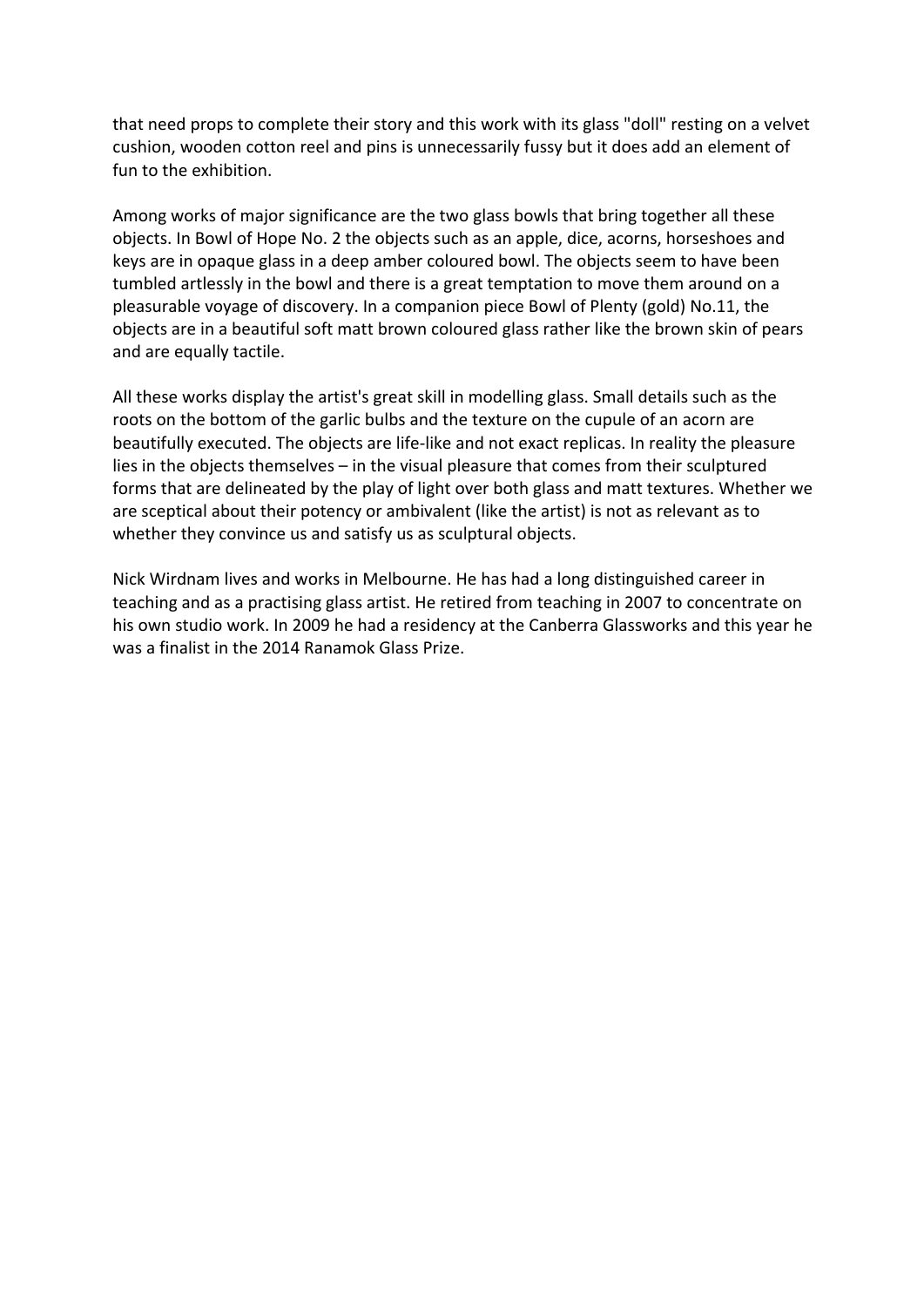that need props to complete their story and this work with its glass "doll" resting on a velvet cushion, wooden cotton reel and pins is unnecessarily fussy but it does add an element of fun to the exhibition.

Among works of major significance are the two glass bowls that bring together all these objects. In Bowl of Hope No. 2 the objects such as an apple, dice, acorns, horseshoes and keys are in opaque glass in a deep amber coloured bowl. The objects seem to have been tumbled artlessly in the bowl and there is a great temptation to move them around on a pleasurable voyage of discovery. In a companion piece Bowl of Plenty (gold) No.11, the objects are in a beautiful soft matt brown coloured glass rather like the brown skin of pears and are equally tactile.

All these works display the artist's great skill in modelling glass. Small details such as the roots on the bottom of the garlic bulbs and the texture on the cupule of an acorn are beautifully executed. The objects are life-like and not exact replicas. In reality the pleasure lies in the objects themselves – in the visual pleasure that comes from their sculptured forms that are delineated by the play of light over both glass and matt textures. Whether we are sceptical about their potency or ambivalent (like the artist) is not as relevant as to whether they convince us and satisfy us as sculptural objects.

Nick Wirdnam lives and works in Melbourne. He has had a long distinguished career in teaching and as a practising glass artist. He retired from teaching in 2007 to concentrate on his own studio work. In 2009 he had a residency at the Canberra Glassworks and this year he was a finalist in the 2014 Ranamok Glass Prize.